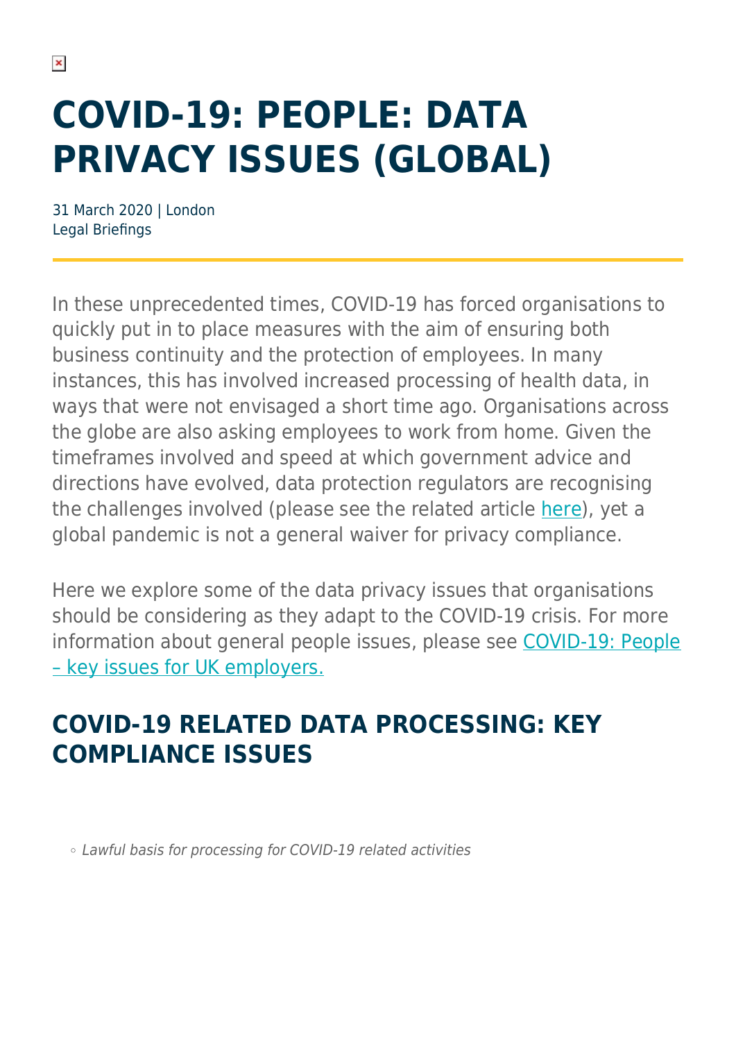# COVID-19: PEOPLE: DATA PRIVACY ISSUES (GLOBAL)

31 March 2020 | London
Legal Briefings

In these unprecedented times, COVID-19 has forced organisations to quickly put in to place measures with the aim of ensuring both business continuity and the protection of employees. In many instances, this has involved increased processing of health data, in ways that were not envisaged a short time ago. Organisations across the globe are also asking employees to work from home. Given the timeframes involved and speed at which government advice and directions have evolved, data protection regulators are recognising the challenges involved (please see the related article here), yet a global pandemic is not a general waiver for privacy compliance.

Here we explore some of the data privacy issues that organisations should be considering as they adapt to the COVID-19 crisis. For more information about general people issues, please see COVID-19: People – key issues for UK employers.

## COVID-19 RELATED DATA PROCESSING: KEY COMPLIANCE ISSUES

- *Lawful basis for processing for COVID-19 related activities*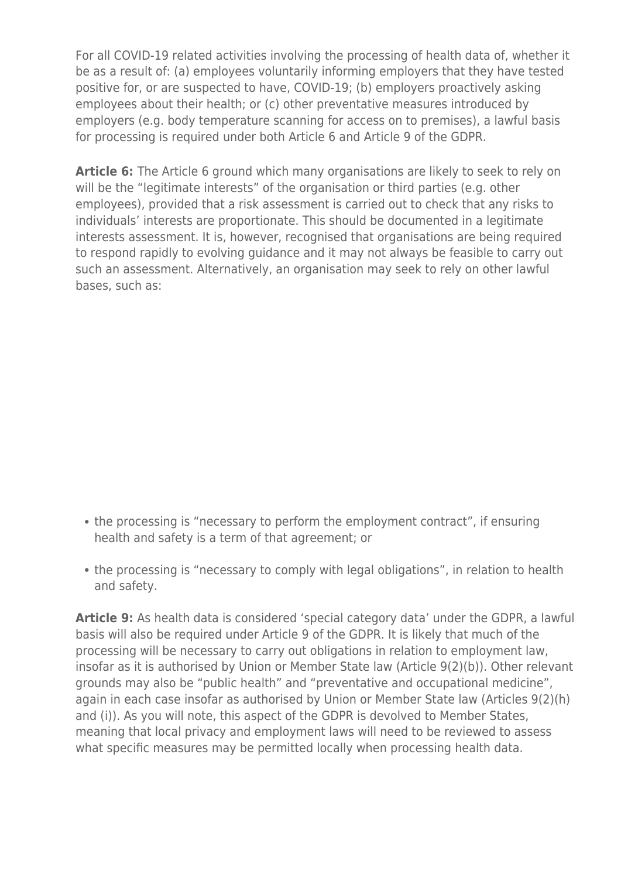For all COVID-19 related activities involving the processing of health data of, whether it be as a result of: (a) employees voluntarily informing employers that they have tested positive for, or are suspected to have, COVID-19; (b) employers proactively asking employees about their health; or (c) other preventative measures introduced by employers (e.g. body temperature scanning for access on to premises), a lawful basis for processing is required under both Article 6 and Article 9 of the GDPR.

**Article 6:** The Article 6 ground which many organisations are likely to seek to rely on will be the "legitimate interests" of the organisation or third parties (e.g. other employees), provided that a risk assessment is carried out to check that any risks to individuals' interests are proportionate. This should be documented in a legitimate interests assessment. It is, however, recognised that organisations are being required to respond rapidly to evolving guidance and it may not always be feasible to carry out such an assessment. Alternatively, an organisation may seek to rely on other lawful bases, such as:

- the processing is "necessary to perform the employment contract", if ensuring health and safety is a term of that agreement; or
- the processing is "necessary to comply with legal obligations", in relation to health and safety.

**Article 9:** As health data is considered 'special category data' under the GDPR, a lawful basis will also be required under Article 9 of the GDPR. It is likely that much of the processing will be necessary to carry out obligations in relation to employment law, insofar as it is authorised by Union or Member State law (Article 9(2)(b)). Other relevant grounds may also be "public health" and "preventative and occupational medicine", again in each case insofar as authorised by Union or Member State law (Articles 9(2)(h) and (i)). As you will note, this aspect of the GDPR is devolved to Member States, meaning that local privacy and employment laws will need to be reviewed to assess what specific measures may be permitted locally when processing health data.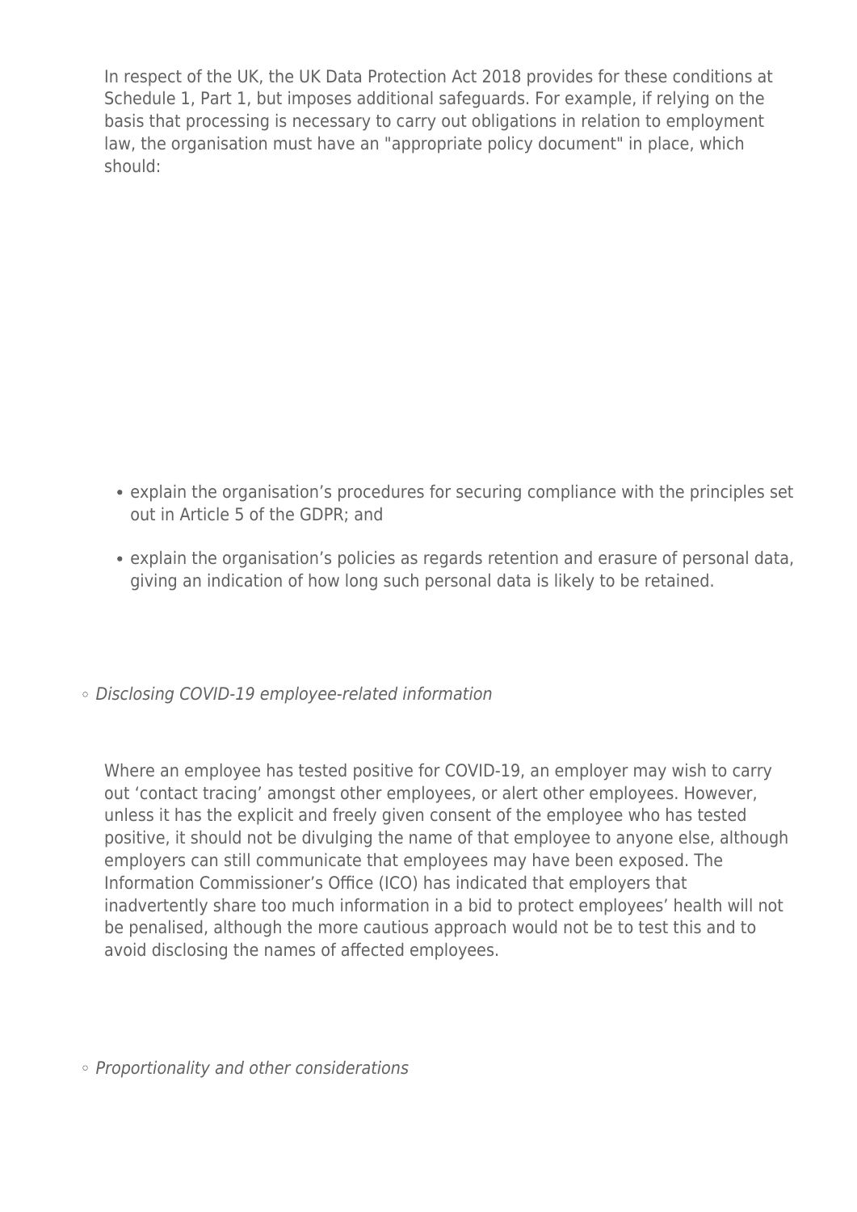In respect of the UK, the UK Data Protection Act 2018 provides for these conditions at Schedule 1, Part 1, but imposes additional safeguards. For example, if relying on the basis that processing is necessary to carry out obligations in relation to employment law, the organisation must have an "appropriate policy document" in place, which should:

- explain the organisation's procedures for securing compliance with the principles set out in Article 5 of the GDPR; and
- explain the organisation's policies as regards retention and erasure of personal data, giving an indication of how long such personal data is likely to be retained.

- *Disclosing COVID-19 employee-related information*

Where an employee has tested positive for COVID-19, an employer may wish to carry out 'contact tracing' amongst other employees, or alert other employees. However, unless it has the explicit and freely given consent of the employee who has tested positive, it should not be divulging the name of that employee to anyone else, although employers can still communicate that employees may have been exposed. The Information Commissioner's Office (ICO) has indicated that employers that inadvertently share too much information in a bid to protect employees' health will not be penalised, although the more cautious approach would not be to test this and to avoid disclosing the names of affected employees.

- *Proportionality and other considerations*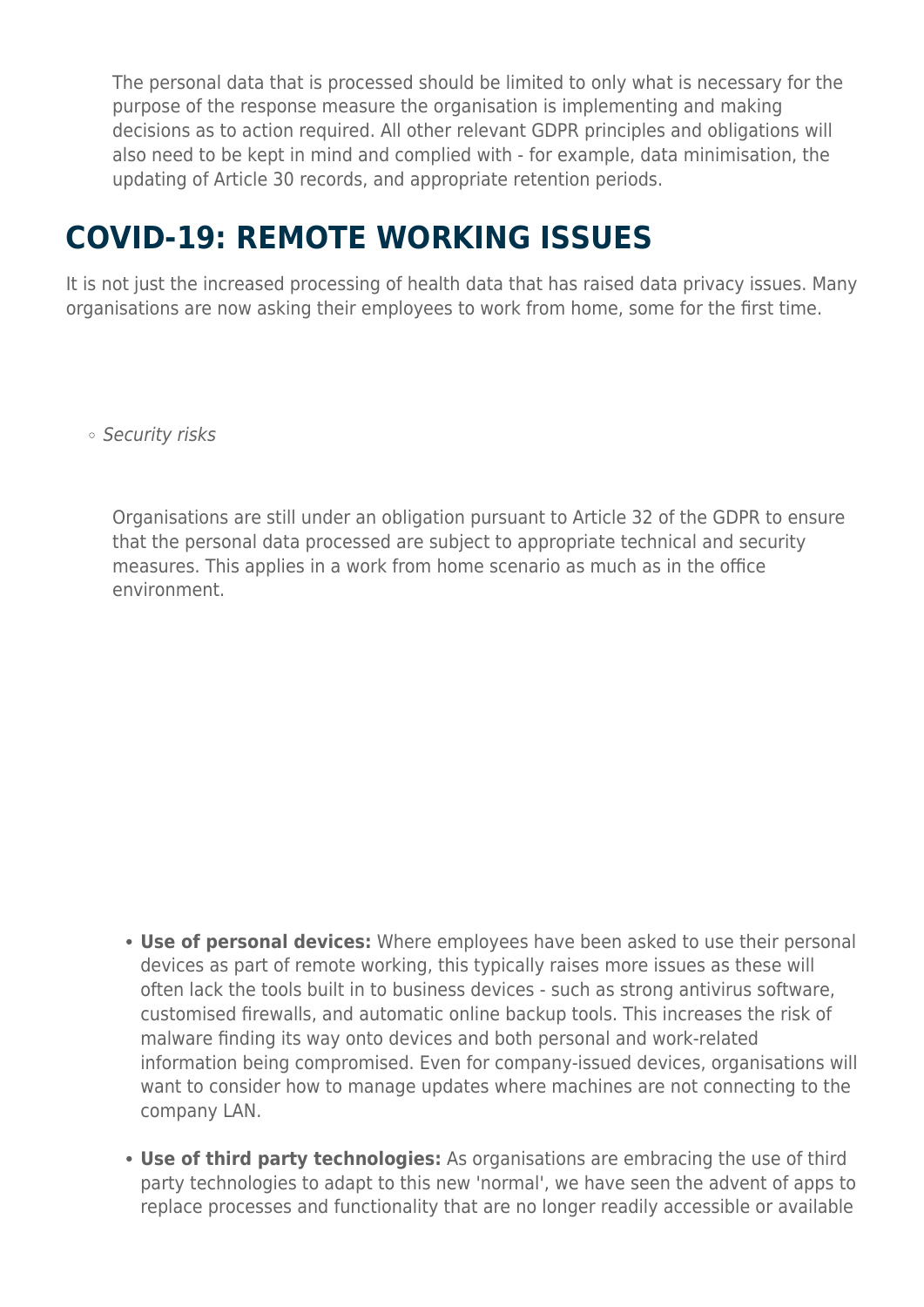The personal data that is processed should be limited to only what is necessary for the purpose of the response measure the organisation is implementing and making decisions as to action required. All other relevant GDPR principles and obligations will also need to be kept in mind and complied with - for example, data minimisation, the updating of Article 30 records, and appropriate retention periods.

## COVID-19: REMOTE WORKING ISSUES

It is not just the increased processing of health data that has raised data privacy issues. Many organisations are now asking their employees to work from home, some for the first time.

- *Security risks*

Organisations are still under an obligation pursuant to Article 32 of the GDPR to ensure that the personal data processed are subject to appropriate technical and security measures. This applies in a work from home scenario as much as in the office environment.

- **Use of personal devices:** Where employees have been asked to use their personal devices as part of remote working, this typically raises more issues as these will often lack the tools built in to business devices - such as strong antivirus software, customised firewalls, and automatic online backup tools. This increases the risk of malware finding its way onto devices and both personal and work-related information being compromised. Even for company-issued devices, organisations will want to consider how to manage updates where machines are not connecting to the company LAN.
- **Use of third party technologies:** As organisations are embracing the use of third party technologies to adapt to this new 'normal', we have seen the advent of apps to replace processes and functionality that are no longer readily accessible or available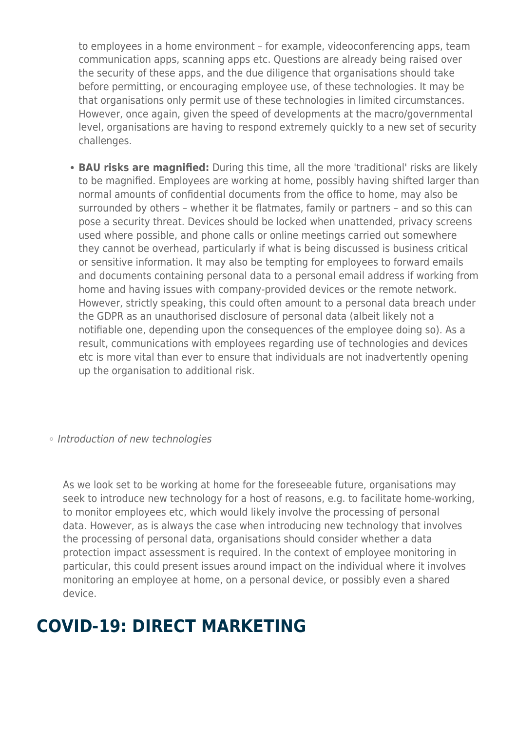to employees in a home environment – for example, videoconferencing apps, team communication apps, scanning apps etc. Questions are already being raised over the security of these apps, and the due diligence that organisations should take before permitting, or encouraging employee use, of these technologies. It may be that organisations only permit use of these technologies in limited circumstances. However, once again, given the speed of developments at the macro/governmental level, organisations are having to respond extremely quickly to a new set of security challenges.

- **BAU risks are magnified:** During this time, all the more 'traditional' risks are likely to be magnified. Employees are working at home, possibly having shifted larger than normal amounts of confidential documents from the office to home, may also be surrounded by others – whether it be flatmates, family or partners – and so this can pose a security threat. Devices should be locked when unattended, privacy screens used where possible, and phone calls or online meetings carried out somewhere they cannot be overhead, particularly if what is being discussed is business critical or sensitive information. It may also be tempting for employees to forward emails and documents containing personal data to a personal email address if working from home and having issues with company-provided devices or the remote network. However, strictly speaking, this could often amount to a personal data breach under the GDPR as an unauthorised disclosure of personal data (albeit likely not a notifiable one, depending upon the consequences of the employee doing so). As a result, communications with employees regarding use of technologies and devices etc is more vital than ever to ensure that individuals are not inadvertently opening up the organisation to additional risk.

- *Introduction of new technologies*

As we look set to be working at home for the foreseeable future, organisations may seek to introduce new technology for a host of reasons, e.g. to facilitate home-working, to monitor employees etc, which would likely involve the processing of personal data. However, as is always the case when introducing new technology that involves the processing of personal data, organisations should consider whether a data protection impact assessment is required. In the context of employee monitoring in particular, this could present issues around impact on the individual where it involves monitoring an employee at home, on a personal device, or possibly even a shared device.

## COVID-19: DIRECT MARKETING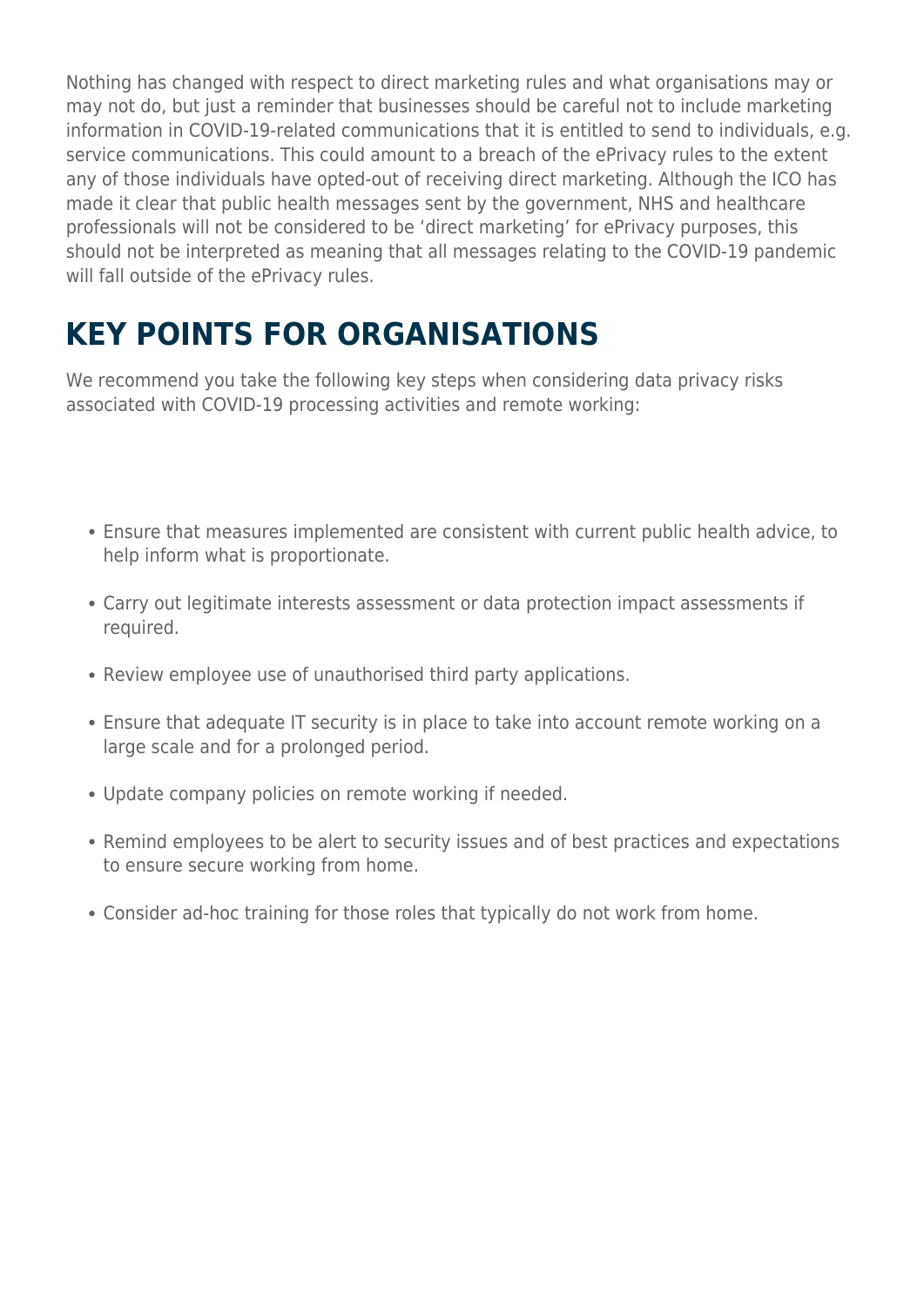Nothing has changed with respect to direct marketing rules and what organisations may or may not do, but just a reminder that businesses should be careful not to include marketing information in COVID-19-related communications that it is entitled to send to individuals, e.g. service communications. This could amount to a breach of the ePrivacy rules to the extent any of those individuals have opted-out of receiving direct marketing. Although the ICO has made it clear that public health messages sent by the government, NHS and healthcare professionals will not be considered to be 'direct marketing' for ePrivacy purposes, this should not be interpreted as meaning that all messages relating to the COVID-19 pandemic will fall outside of the ePrivacy rules.

## KEY POINTS FOR ORGANISATIONS

We recommend you take the following key steps when considering data privacy risks associated with COVID-19 processing activities and remote working:

- Ensure that measures implemented are consistent with current public health advice, to help inform what is proportionate.
- Carry out legitimate interests assessment or data protection impact assessments if required.
- Review employee use of unauthorised third party applications.
- Ensure that adequate IT security is in place to take into account remote working on a large scale and for a prolonged period.
- Update company policies on remote working if needed.
- Remind employees to be alert to security issues and of best practices and expectations to ensure secure working from home.
- Consider ad-hoc training for those roles that typically do not work from home.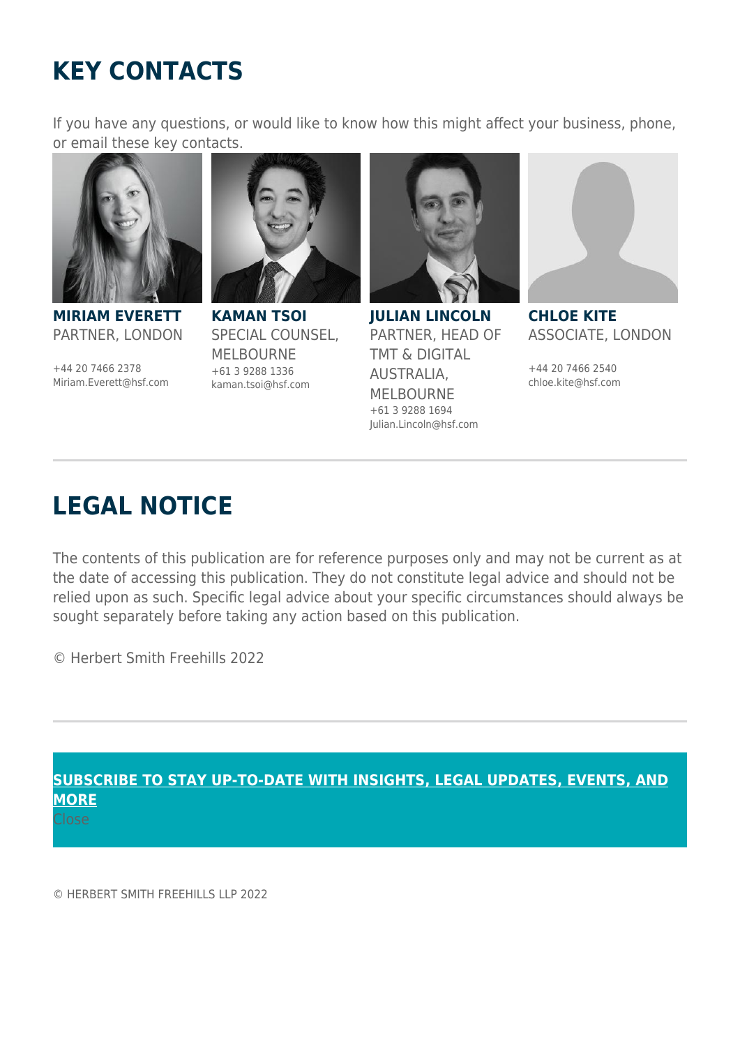## KEY CONTACTS

If you have any questions, or would like to know how this might affect your business, phone, or email these key contacts.

**MIRIAM EVERETT**
PARTNER, LONDON

+44 20 7466 2378
Miriam.Everett@hsf.com

**KAMAN TSOI**
SPECIAL COUNSEL, MELBOURNE
+61 3 9288 1336
kaman.tsoi@hsf.com

**JULIAN LINCOLN**
PARTNER, HEAD OF TMT & DIGITAL AUSTRALIA, MELBOURNE
+61 3 9288 1694
Julian.Lincoln@hsf.com

**CHLOE KITE**
ASSOCIATE, LONDON

+44 20 7466 2540
chloe.kite@hsf.com

---

## LEGAL NOTICE

The contents of this publication are for reference purposes only and may not be current as at the date of accessing this publication. They do not constitute legal advice and should not be relied upon as such. Specific legal advice about your specific circumstances should always be sought separately before taking any action based on this publication.

© Herbert Smith Freehills 2022

---

**SUBSCRIBE TO STAY UP-TO-DATE WITH INSIGHTS, LEGAL UPDATES, EVENTS, AND MORE**

Close

© HERBERT SMITH FREEHILLS LLP 2022